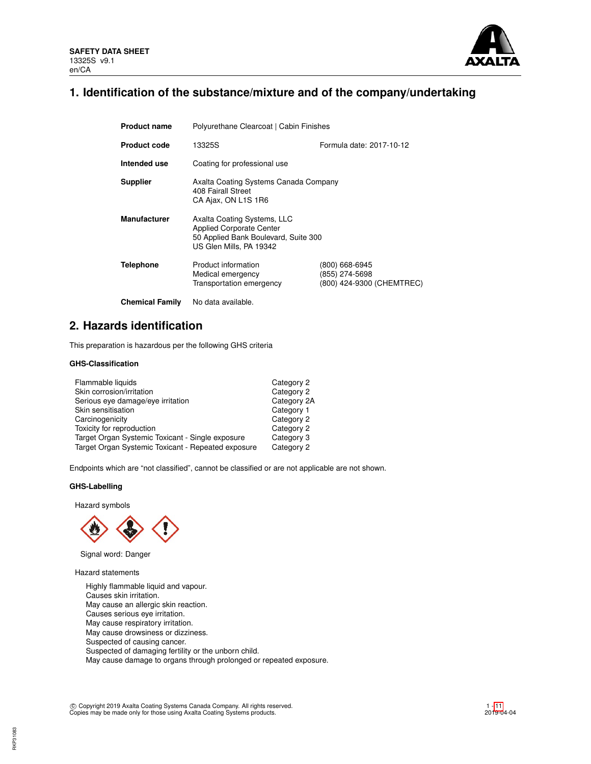**SAFETY DATA SHEET**
13325S v9.1
en/CA

# 1. Identification of the substance/mixture and of the company/undertaking

| | | |
|---|---|---|
| **Product name** | Polyurethane Clearcoat \| Cabin Finishes | |
| **Product code** | 13325S | Formula date: 2017-10-12 |
| **Intended use** | Coating for professional use | |
| **Supplier** | Axalta Coating Systems Canada Company<br>408 Fairall Street<br>CA Ajax, ON L1S 1R6 | |
| **Manufacturer** | Axalta Coating Systems, LLC<br>Applied Corporate Center<br>50 Applied Bank Boulevard, Suite 300<br>US Glen Mills, PA 19342 | |
| **Telephone** | Product information<br>Medical emergency<br>Transportation emergency | (800) 668-6945<br>(855) 274-5698<br>(800) 424-9300 (CHEMTREC) |
| **Chemical Family** | No data available. | |

# 2. Hazards identification

This preparation is hazardous per the following GHS criteria

### GHS-Classification

| | |
|---|---|
| Flammable liquids | Category 2 |
| Skin corrosion/irritation | Category 2 |
| Serious eye damage/eye irritation | Category 2A |
| Skin sensitisation | Category 1 |
| Carcinogenicity | Category 2 |
| Toxicity for reproduction | Category 2 |
| Target Organ Systemic Toxicant - Single exposure | Category 3 |
| Target Organ Systemic Toxicant - Repeated exposure | Category 2 |

Endpoints which are "not classified", cannot be classified or are not applicable are not shown.

### GHS-Labelling

Hazard symbols

Signal word: Danger

Hazard statements

Highly flammable liquid and vapour.
Causes skin irritation.
May cause an allergic skin reaction.
Causes serious eye irritation.
May cause respiratory irritation.
May cause drowsiness or dizziness.
Suspected of causing cancer.
Suspected of damaging fertility or the unborn child.
May cause damage to organs through prolonged or repeated exposure.

© Copyright 2019 Axalta Coating Systems Canada Company. All rights reserved.
Copies may be made only for those using Axalta Coating Systems products.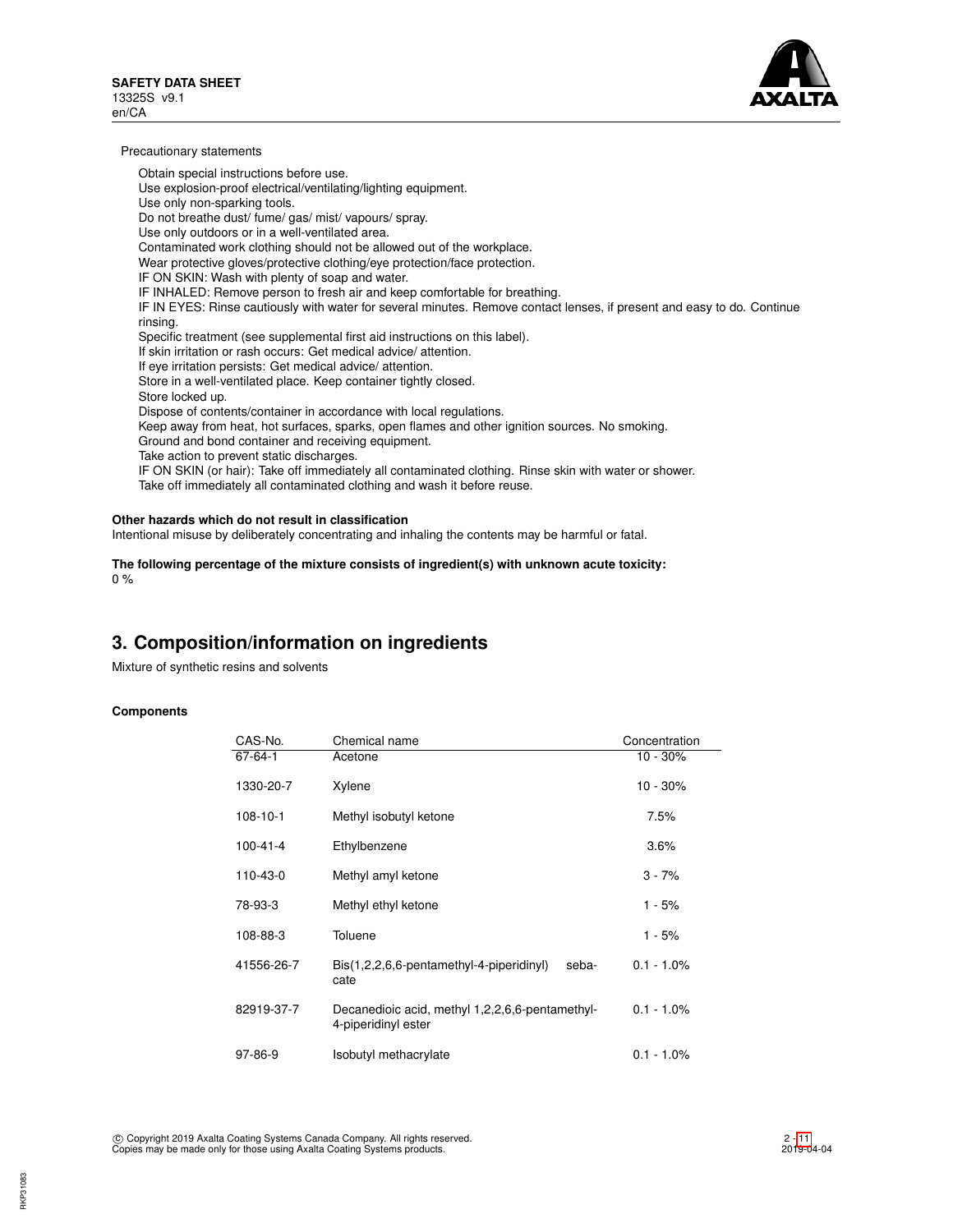Precautionary statements

Obtain special instructions before use.
Use explosion-proof electrical/ventilating/lighting equipment.
Use only non-sparking tools.
Do not breathe dust/ fume/ gas/ mist/ vapours/ spray.
Use only outdoors or in a well-ventilated area.
Contaminated work clothing should not be allowed out of the workplace.
Wear protective gloves/protective clothing/eye protection/face protection.
IF ON SKIN: Wash with plenty of soap and water.
IF INHALED: Remove person to fresh air and keep comfortable for breathing.
IF IN EYES: Rinse cautiously with water for several minutes. Remove contact lenses, if present and easy to do. Continue rinsing.
Specific treatment (see supplemental first aid instructions on this label).
If skin irritation or rash occurs: Get medical advice/ attention.
If eye irritation persists: Get medical advice/ attention.
Store in a well-ventilated place. Keep container tightly closed.
Store locked up.
Dispose of contents/container in accordance with local regulations.
Keep away from heat, hot surfaces, sparks, open flames and other ignition sources. No smoking.
Ground and bond container and receiving equipment.
Take action to prevent static discharges.
IF ON SKIN (or hair): Take off immediately all contaminated clothing. Rinse skin with water or shower.
Take off immediately all contaminated clothing and wash it before reuse.

**Other hazards which do not result in classification**

Intentional misuse by deliberately concentrating and inhaling the contents may be harmful or fatal.

**The following percentage of the mixture consists of ingredient(s) with unknown acute toxicity:**
0 %

## 3. Composition/information on ingredients

Mixture of synthetic resins and solvents

**Components**

| CAS-No. | Chemical name | Concentration |
|---|---|---|
| 67-64-1 | Acetone | 10 - 30% |
| 1330-20-7 | Xylene | 10 - 30% |
| 108-10-1 | Methyl isobutyl ketone | 7.5% |
| 100-41-4 | Ethylbenzene | 3.6% |
| 110-43-0 | Methyl amyl ketone | 3 - 7% |
| 78-93-3 | Methyl ethyl ketone | 1 - 5% |
| 108-88-3 | Toluene | 1 - 5% |
| 41556-26-7 | Bis(1,2,2,6,6-pentamethyl-4-piperidinyl) sebacate | 0.1 - 1.0% |
| 82919-37-7 | Decanedioic acid, methyl 1,2,2,6,6-pentamethyl-4-piperidinyl ester | 0.1 - 1.0% |
| 97-86-9 | Isobutyl methacrylate | 0.1 - 1.0% |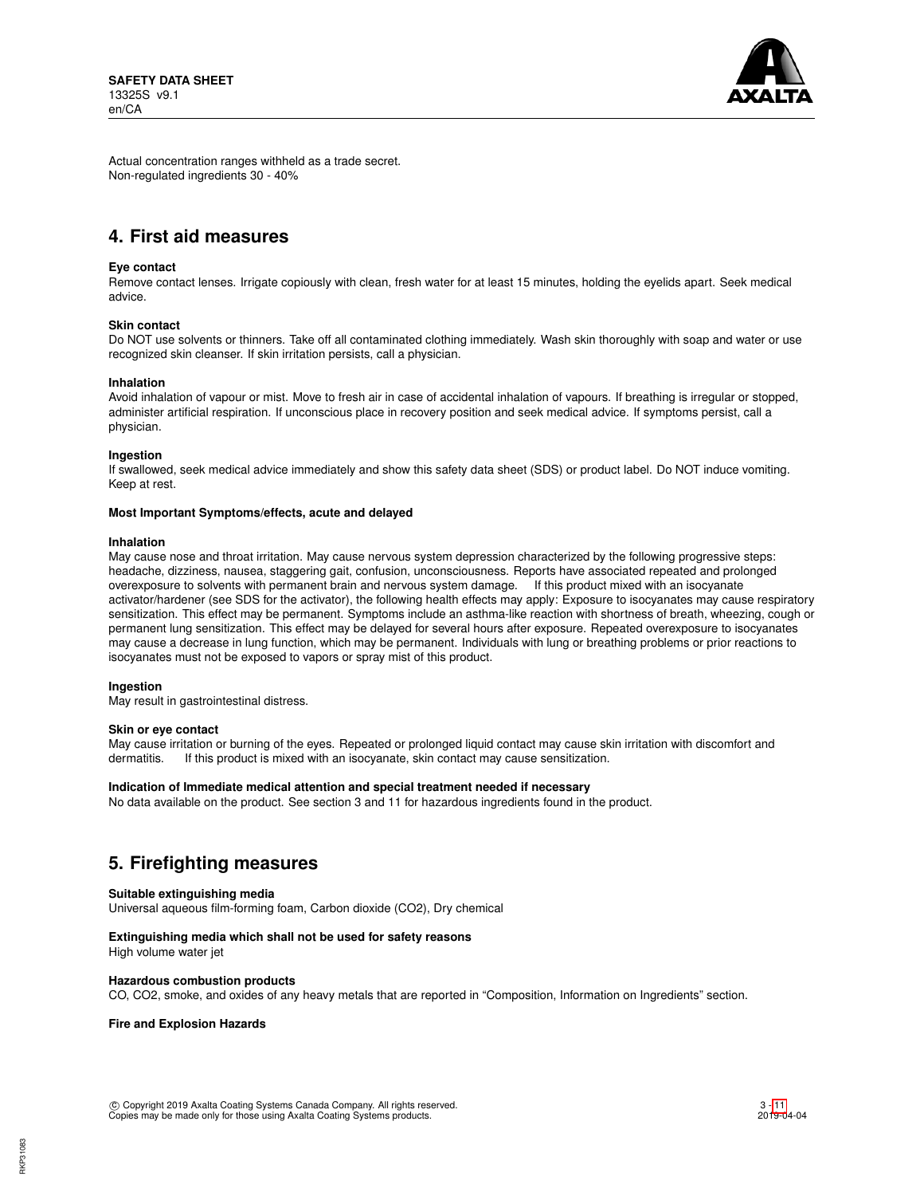Actual concentration ranges withheld as a trade secret.
Non-regulated ingredients 30 - 40%

## 4. First aid measures

**Eye contact**
Remove contact lenses. Irrigate copiously with clean, fresh water for at least 15 minutes, holding the eyelids apart. Seek medical advice.

**Skin contact**
Do NOT use solvents or thinners. Take off all contaminated clothing immediately. Wash skin thoroughly with soap and water or use recognized skin cleanser. If skin irritation persists, call a physician.

**Inhalation**
Avoid inhalation of vapour or mist. Move to fresh air in case of accidental inhalation of vapours. If breathing is irregular or stopped, administer artificial respiration. If unconscious place in recovery position and seek medical advice. If symptoms persist, call a physician.

**Ingestion**
If swallowed, seek medical advice immediately and show this safety data sheet (SDS) or product label. Do NOT induce vomiting. Keep at rest.

**Most Important Symptoms/effects, acute and delayed**

**Inhalation**
May cause nose and throat irritation. May cause nervous system depression characterized by the following progressive steps: headache, dizziness, nausea, staggering gait, confusion, unconsciousness. Reports have associated repeated and prolonged overexposure to solvents with permanent brain and nervous system damage. If this product mixed with an isocyanate activator/hardener (see SDS for the activator), the following health effects may apply: Exposure to isocyanates may cause respiratory sensitization. This effect may be permanent. Symptoms include an asthma-like reaction with shortness of breath, wheezing, cough or permanent lung sensitization. This effect may be delayed for several hours after exposure. Repeated overexposure to isocyanates may cause a decrease in lung function, which may be permanent. Individuals with lung or breathing problems or prior reactions to isocyanates must not be exposed to vapors or spray mist of this product.

**Ingestion**
May result in gastrointestinal distress.

**Skin or eye contact**
May cause irritation or burning of the eyes. Repeated or prolonged liquid contact may cause skin irritation with discomfort and dermatitis. If this product is mixed with an isocyanate, skin contact may cause sensitization.

**Indication of Immediate medical attention and special treatment needed if necessary**
No data available on the product. See section 3 and 11 for hazardous ingredients found in the product.

## 5. Firefighting measures

**Suitable extinguishing media**
Universal aqueous film-forming foam, Carbon dioxide ($CO_2$), Dry chemical

**Extinguishing media which shall not be used for safety reasons**
High volume water jet

**Hazardous combustion products**
CO, $CO_2$, smoke, and oxides of any heavy metals that are reported in “Composition, Information on Ingredients” section.

**Fire and Explosion Hazards**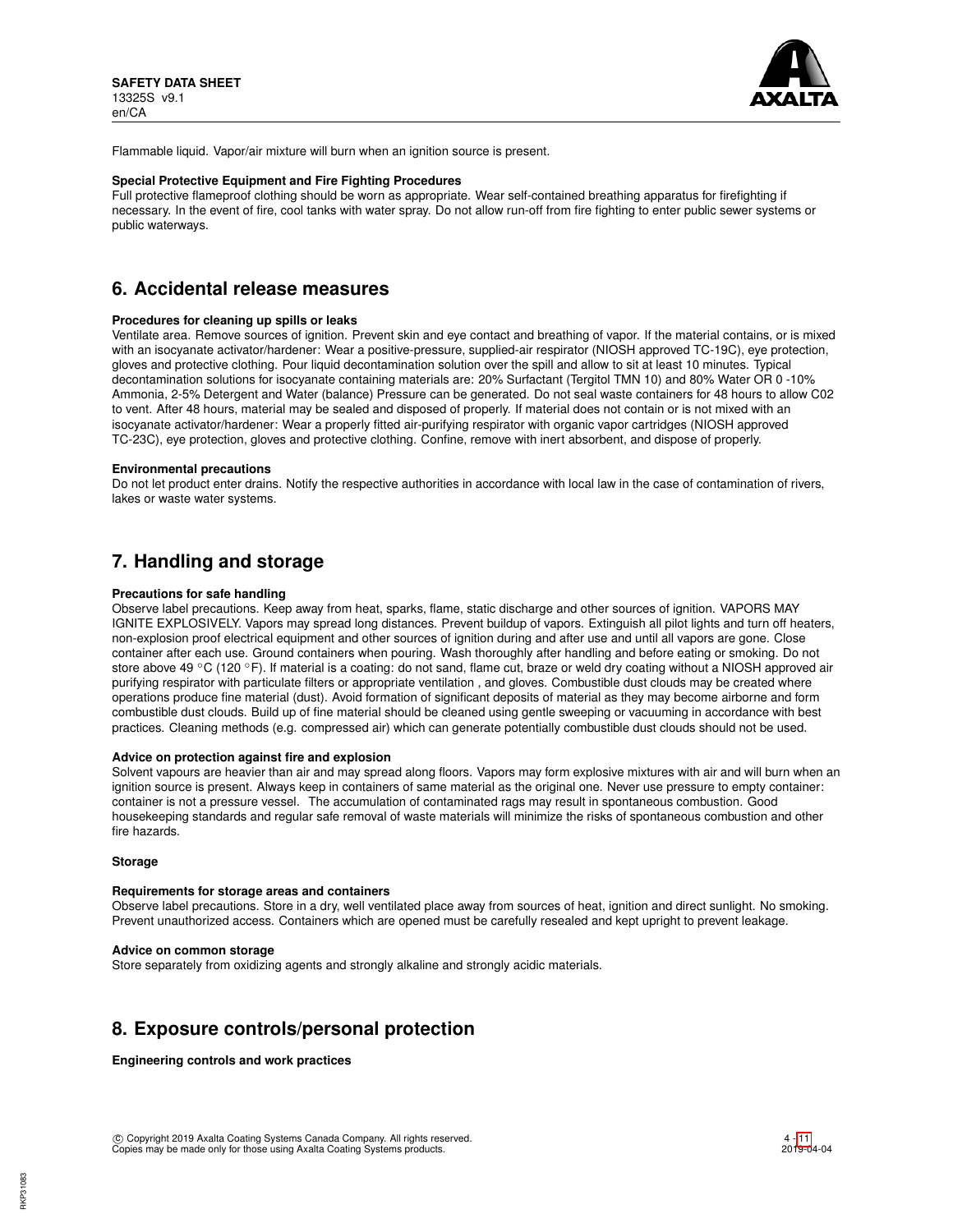Flammable liquid. Vapor/air mixture will burn when an ignition source is present.

**Special Protective Equipment and Fire Fighting Procedures**

Full protective flameproof clothing should be worn as appropriate. Wear self-contained breathing apparatus for firefighting if necessary. In the event of fire, cool tanks with water spray. Do not allow run-off from fire fighting to enter public sewer systems or public waterways.

## 6. Accidental release measures

**Procedures for cleaning up spills or leaks**

Ventilate area. Remove sources of ignition. Prevent skin and eye contact and breathing of vapor. If the material contains, or is mixed with an isocyanate activator/hardener: Wear a positive-pressure, supplied-air respirator (NIOSH approved TC-19C), eye protection, gloves and protective clothing. Pour liquid decontamination solution over the spill and allow to sit at least 10 minutes. Typical decontamination solutions for isocyanate containing materials are: 20% Surfactant (Tergitol TMN 10) and 80% Water OR 0 -10% Ammonia, 2-5% Detergent and Water (balance) Pressure can be generated. Do not seal waste containers for 48 hours to allow C02 to vent. After 48 hours, material may be sealed and disposed of properly. If material does not contain or is not mixed with an isocyanate activator/hardener: Wear a properly fitted air-purifying respirator with organic vapor cartridges (NIOSH approved TC-23C), eye protection, gloves and protective clothing. Confine, remove with inert absorbent, and dispose of properly.

**Environmental precautions**

Do not let product enter drains. Notify the respective authorities in accordance with local law in the case of contamination of rivers, lakes or waste water systems.

## 7. Handling and storage

**Precautions for safe handling**

Observe label precautions. Keep away from heat, sparks, flame, static discharge and other sources of ignition. VAPORS MAY IGNITE EXPLOSIVELY. Vapors may spread long distances. Prevent buildup of vapors. Extinguish all pilot lights and turn off heaters, non-explosion proof electrical equipment and other sources of ignition during and after use and until all vapors are gone. Close container after each use. Ground containers when pouring. Wash thoroughly after handling and before eating or smoking. Do not store above 49 °C (120 °F). If material is a coating: do not sand, flame cut, braze or weld dry coating without a NIOSH approved air purifying respirator with particulate filters or appropriate ventilation , and gloves. Combustible dust clouds may be created where operations produce fine material (dust). Avoid formation of significant deposits of material as they may become airborne and form combustible dust clouds. Build up of fine material should be cleaned using gentle sweeping or vacuuming in accordance with best practices. Cleaning methods (e.g. compressed air) which can generate potentially combustible dust clouds should not be used.

**Advice on protection against fire and explosion**

Solvent vapours are heavier than air and may spread along floors. Vapors may form explosive mixtures with air and will burn when an ignition source is present. Always keep in containers of same material as the original one. Never use pressure to empty container: container is not a pressure vessel. The accumulation of contaminated rags may result in spontaneous combustion. Good housekeeping standards and regular safe removal of waste materials will minimize the risks of spontaneous combustion and other fire hazards.

**Storage**

**Requirements for storage areas and containers**

Observe label precautions. Store in a dry, well ventilated place away from sources of heat, ignition and direct sunlight. No smoking. Prevent unauthorized access. Containers which are opened must be carefully resealed and kept upright to prevent leakage.

**Advice on common storage**

Store separately from oxidizing agents and strongly alkaline and strongly acidic materials.

## 8. Exposure controls/personal protection

**Engineering controls and work practices**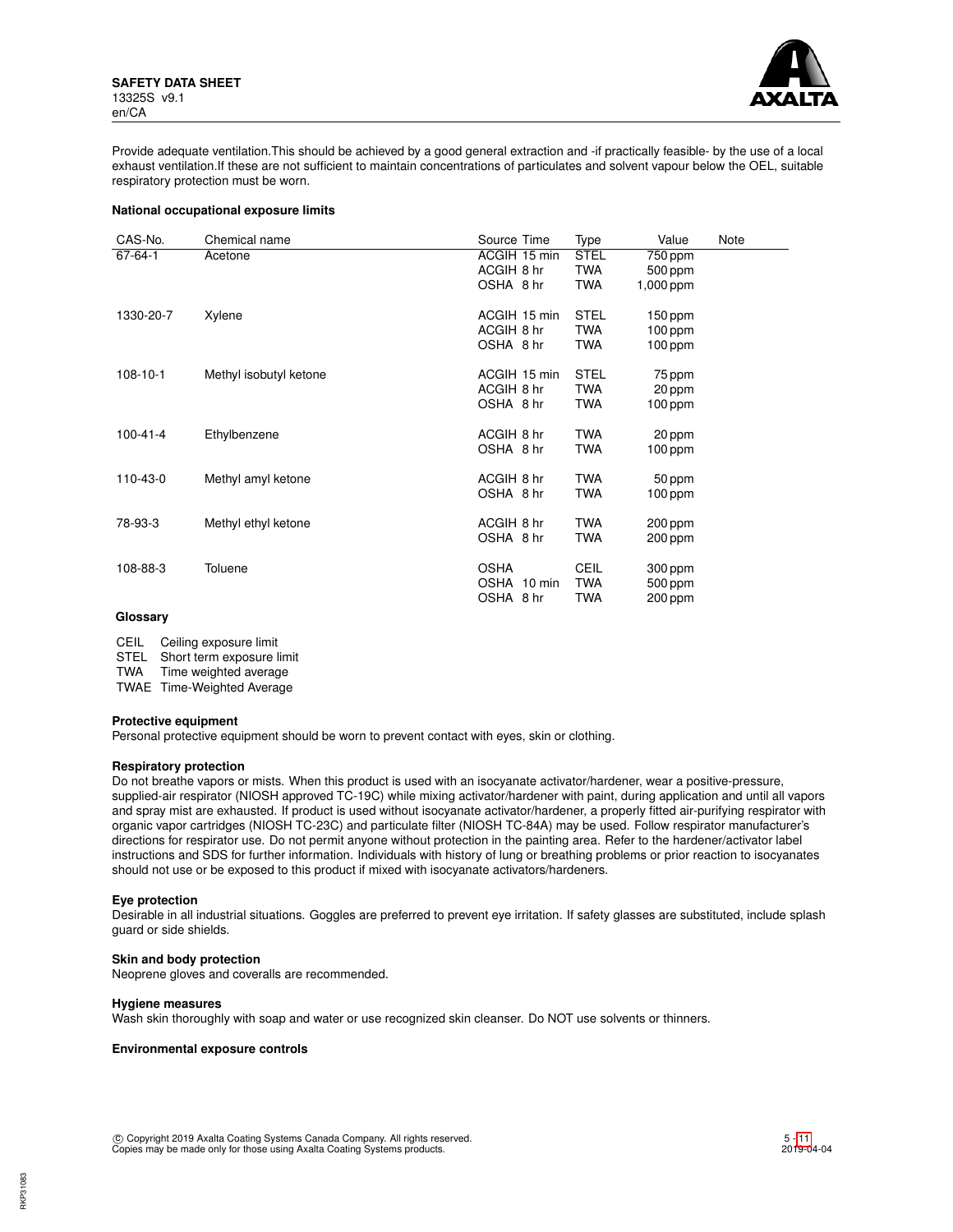Provide adequate ventilation.This should be achieved by a good general extraction and -if practically feasible- by the use of a local exhaust ventilation.If these are not sufficient to maintain concentrations of particulates and solvent vapour below the OEL, suitable respiratory protection must be worn.

**National occupational exposure limits**

| CAS-No. | Chemical name | Source | Time | Type | Value | Note |
|---|---|---|---|---|---|---|
| 67-64-1 | Acetone | ACGIH | 15 min | STEL | 750 ppm | |
| | | ACGIH | 8 hr | TWA | 500 ppm | |
| | | OSHA | 8 hr | TWA | 1,000 ppm | |
| 1330-20-7 | Xylene | ACGIH | 15 min | STEL | 150 ppm | |
| | | ACGIH | 8 hr | TWA | 100 ppm | |
| | | OSHA | 8 hr | TWA | 100 ppm | |
| 108-10-1 | Methyl isobutyl ketone | ACGIH | 15 min | STEL | 75 ppm | |
| | | ACGIH | 8 hr | TWA | 20 ppm | |
| | | OSHA | 8 hr | TWA | 100 ppm | |
| 100-41-4 | Ethylbenzene | ACGIH | 8 hr | TWA | 20 ppm | |
| | | OSHA | 8 hr | TWA | 100 ppm | |
| 110-43-0 | Methyl amyl ketone | ACGIH | 8 hr | TWA | 50 ppm | |
| | | OSHA | 8 hr | TWA | 100 ppm | |
| 78-93-3 | Methyl ethyl ketone | ACGIH | 8 hr | TWA | 200 ppm | |
| | | OSHA | 8 hr | TWA | 200 ppm | |
| 108-88-3 | Toluene | OSHA | | CEIL | 300 ppm | |
| | | OSHA | 10 min | TWA | 500 ppm | |
| | | OSHA | 8 hr | TWA | 200 ppm | |

**Glossary**

| | |
|---|---|
| CEIL | Ceiling exposure limit |
| STEL | Short term exposure limit |
| TWA | Time weighted average |
| TWAE | Time-Weighted Average |

**Protective equipment**

Personal protective equipment should be worn to prevent contact with eyes, skin or clothing.

**Respiratory protection**

Do not breathe vapors or mists. When this product is used with an isocyanate activator/hardener, wear a positive-pressure, supplied-air respirator (NIOSH approved TC-19C) while mixing activator/hardener with paint, during application and until all vapors and spray mist are exhausted. If product is used without isocyanate activator/hardener, a properly fitted air-purifying respirator with organic vapor cartridges (NIOSH TC-23C) and particulate filter (NIOSH TC-84A) may be used. Follow respirator manufacturer's directions for respirator use. Do not permit anyone without protection in the painting area. Refer to the hardener/activator label instructions and SDS for further information. Individuals with history of lung or breathing problems or prior reaction to isocyanates should not use or be exposed to this product if mixed with isocyanate activators/hardeners.

**Eye protection**

Desirable in all industrial situations. Goggles are preferred to prevent eye irritation. If safety glasses are substituted, include splash guard or side shields.

**Skin and body protection**

Neoprene gloves and coveralls are recommended.

**Hygiene measures**

Wash skin thoroughly with soap and water or use recognized skin cleanser. Do NOT use solvents or thinners.

**Environmental exposure controls**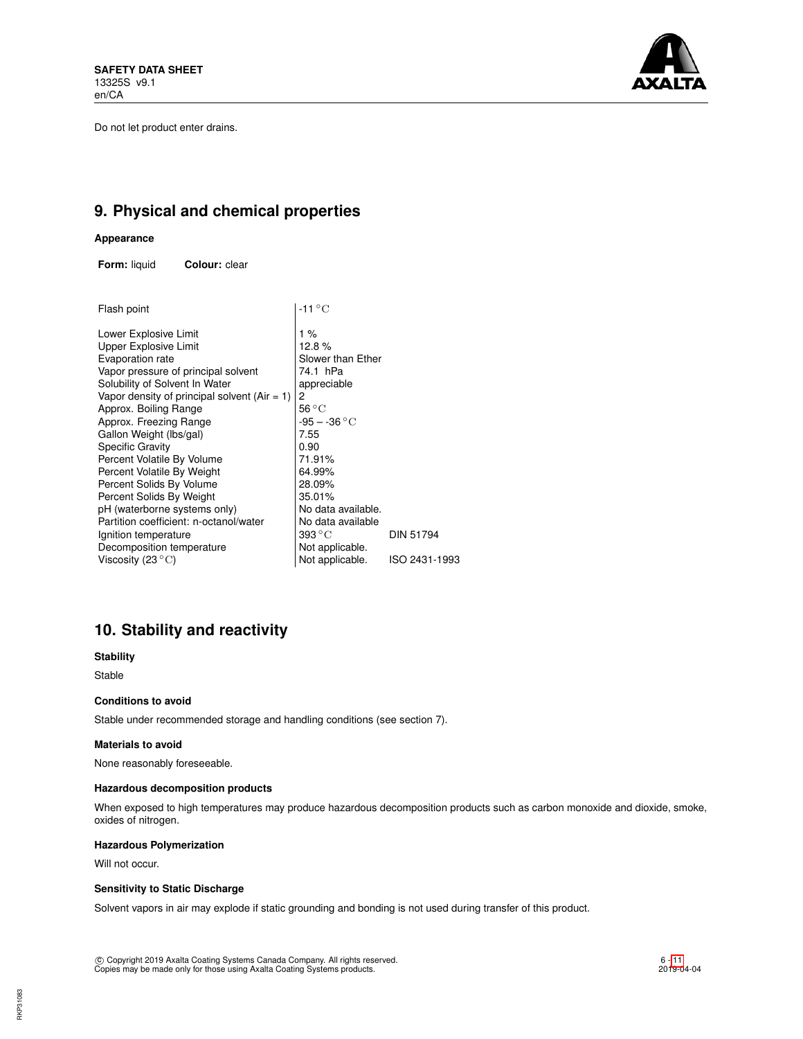Do not let product enter drains.

## 9. Physical and chemical properties

### Appearance

**Form:** liquid **Colour:** clear

| Property | Value | Method |
|---|---|---|
| Flash point | -11 °C | |
| Lower Explosive Limit | 1 % | |
| Upper Explosive Limit | 12.8 % | |
| Evaporation rate | Slower than Ether | |
| Vapor pressure of principal solvent | 74.1 hPa | |
| Solubility of Solvent In Water | appreciable | |
| Vapor density of principal solvent (Air = 1) | 2 | |
| Approx. Boiling Range | 56 °C | |
| Approx. Freezing Range | -95 – -36 °C | |
| Gallon Weight (lbs/gal) | 7.55 | |
| Specific Gravity | 0.90 | |
| Percent Volatile By Volume | 71.91% | |
| Percent Volatile By Weight | 64.99% | |
| Percent Solids By Volume | 28.09% | |
| Percent Solids By Weight | 35.01% | |
| pH (waterborne systems only) | No data available. | |
| Partition coefficient: n-octanol/water | No data available | |
| Ignition temperature | 393 °C | DIN 51794 |
| Decomposition temperature | Not applicable. | |
| Viscosity (23 °C) | Not applicable. | ISO 2431-1993 |

## 10. Stability and reactivity

### Stability

Stable

### Conditions to avoid

Stable under recommended storage and handling conditions (see section 7).

### Materials to avoid

None reasonably foreseeable.

### Hazardous decomposition products

When exposed to high temperatures may produce hazardous decomposition products such as carbon monoxide and dioxide, smoke, oxides of nitrogen.

### Hazardous Polymerization

Will not occur.

### Sensitivity to Static Discharge

Solvent vapors in air may explode if static grounding and bonding is not used during transfer of this product.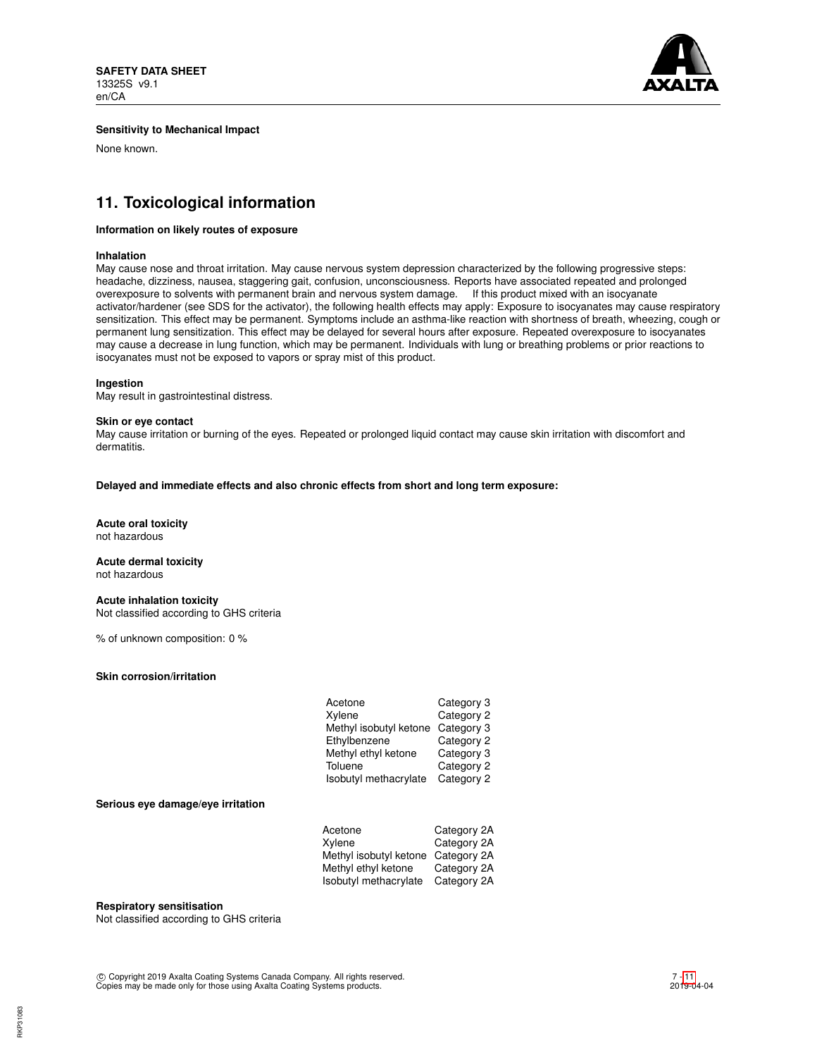**Sensitivity to Mechanical Impact**

None known.

## 11. Toxicological information

**Information on likely routes of exposure**

**Inhalation**
May cause nose and throat irritation. May cause nervous system depression characterized by the following progressive steps: headache, dizziness, nausea, staggering gait, confusion, unconsciousness. Reports have associated repeated and prolonged overexposure to solvents with permanent brain and nervous system damage. If this product mixed with an isocyanate activator/hardener (see SDS for the activator), the following health effects may apply: Exposure to isocyanates may cause respiratory sensitization. This effect may be permanent. Symptoms include an asthma-like reaction with shortness of breath, wheezing, cough or permanent lung sensitization. This effect may be delayed for several hours after exposure. Repeated overexposure to isocyanates may cause a decrease in lung function, which may be permanent. Individuals with lung or breathing problems or prior reactions to isocyanates must not be exposed to vapors or spray mist of this product.

**Ingestion**
May result in gastrointestinal distress.

**Skin or eye contact**
May cause irritation or burning of the eyes. Repeated or prolonged liquid contact may cause skin irritation with discomfort and dermatitis.

**Delayed and immediate effects and also chronic effects from short and long term exposure:**

**Acute oral toxicity**
not hazardous

**Acute dermal toxicity**
not hazardous

**Acute inhalation toxicity**
Not classified according to GHS criteria

% of unknown composition: 0 %

**Skin corrosion/irritation**

| | |
|---|---|
| Acetone | Category 3 |
| Xylene | Category 2 |
| Methyl isobutyl ketone | Category 3 |
| Ethylbenzene | Category 2 |
| Methyl ethyl ketone | Category 3 |
| Toluene | Category 2 |
| Isobutyl methacrylate | Category 2 |

**Serious eye damage/eye irritation**

| | |
|---|---|
| Acetone | Category 2A |
| Xylene | Category 2A |
| Methyl isobutyl ketone | Category 2A |
| Methyl ethyl ketone | Category 2A |
| Isobutyl methacrylate | Category 2A |

**Respiratory sensitisation**
Not classified according to GHS criteria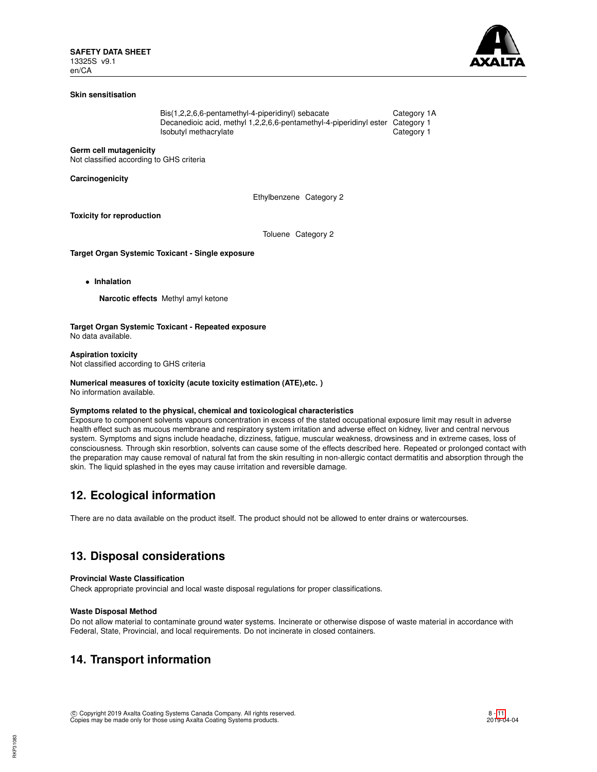**Skin sensitisation**

| | |
|---|---|
| Bis(1,2,2,6,6-pentamethyl-4-piperidinyl) sebacate | Category 1A |
| Decanedioic acid, methyl 1,2,2,6,6-pentamethyl-4-piperidinyl ester | Category 1 |
| Isobutyl methacrylate | Category 1 |

**Germ cell mutagenicity**
Not classified according to GHS criteria

**Carcinogenicity**

Ethylbenzene Category 2

**Toxicity for reproduction**

Toluene Category 2

**Target Organ Systemic Toxicant - Single exposure**

- **Inhalation**

  **Narcotic effects** Methyl amyl ketone

**Target Organ Systemic Toxicant - Repeated exposure**
No data available.

**Aspiration toxicity**
Not classified according to GHS criteria

**Numerical measures of toxicity (acute toxicity estimation (ATE),etc. )**
No information available.

**Symptoms related to the physical, chemical and toxicological characteristics**
Exposure to component solvents vapours concentration in excess of the stated occupational exposure limit may result in adverse health effect such as mucous membrane and respiratory system irritation and adverse effect on kidney, liver and central nervous system. Symptoms and signs include headache, dizziness, fatigue, muscular weakness, drowsiness and in extreme cases, loss of consciousness. Through skin resorbtion, solvents can cause some of the effects described here. Repeated or prolonged contact with the preparation may cause removal of natural fat from the skin resulting in non-allergic contact dermatitis and absorption through the skin. The liquid splashed in the eyes may cause irritation and reversible damage.

## 12. Ecological information

There are no data available on the product itself. The product should not be allowed to enter drains or watercourses.

## 13. Disposal considerations

**Provincial Waste Classification**
Check appropriate provincial and local waste disposal regulations for proper classifications.

**Waste Disposal Method**
Do not allow material to contaminate ground water systems. Incinerate or otherwise dispose of waste material in accordance with Federal, State, Provincial, and local requirements. Do not incinerate in closed containers.

## 14. Transport information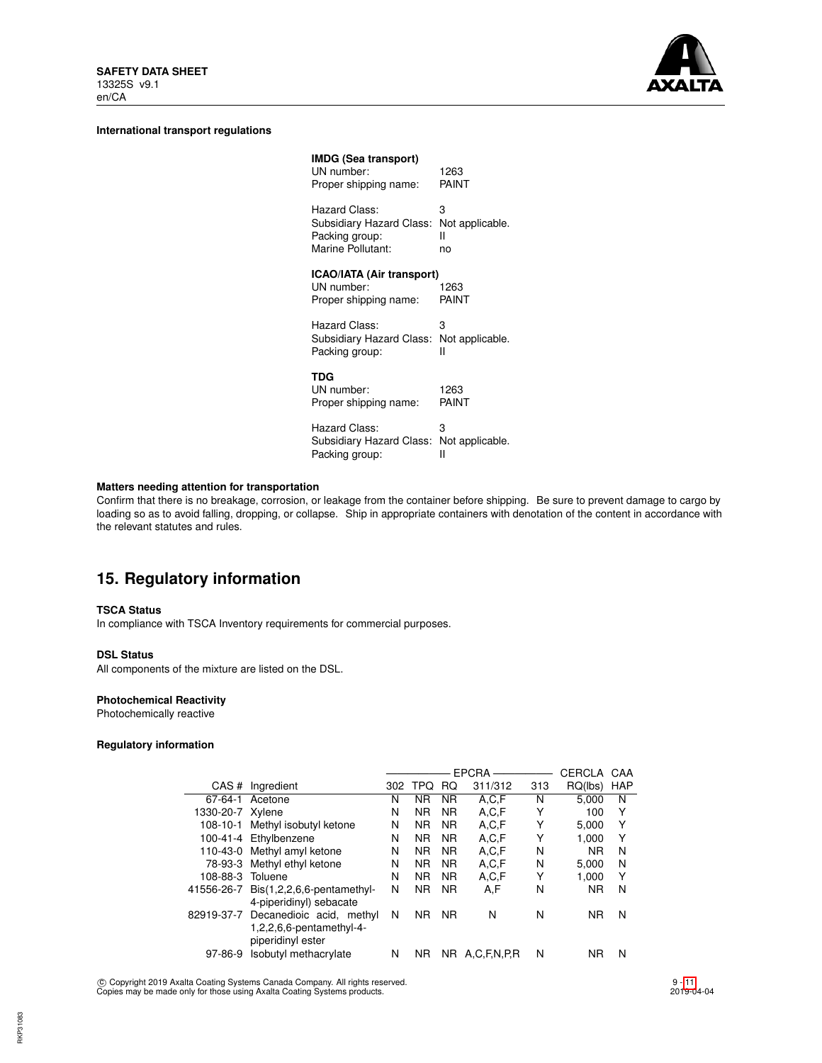**International transport regulations**

**IMDG (Sea transport)**

UN number: 1263
Proper shipping name: PAINT

Hazard Class: 3
Subsidiary Hazard Class: Not applicable.
Packing group: II
Marine Pollutant: no

**ICAO/IATA (Air transport)**

UN number: 1263
Proper shipping name: PAINT

Hazard Class: 3
Subsidiary Hazard Class: Not applicable.
Packing group: II

**TDG**

UN number: 1263
Proper shipping name: PAINT

Hazard Class: 3
Subsidiary Hazard Class: Not applicable.
Packing group: II

**Matters needing attention for transportation**

Confirm that there is no breakage, corrosion, or leakage from the container before shipping. Be sure to prevent damage to cargo by loading so as to avoid falling, dropping, or collapse. Ship in appropriate containers with denotation of the content in accordance with the relevant statutes and rules.

## 15. Regulatory information

**TSCA Status**

In compliance with TSCA Inventory requirements for commercial purposes.

**DSL Status**

All components of the mixture are listed on the DSL.

**Photochemical Reactivity**

Photochemically reactive

**Regulatory information**

| | | EPCRA | | | | | CERCLA | CAA |
|---|---|---|---|---|---|---|---|---|
| CAS # | Ingredient | 302 | TPQ | RQ | 311/312 | 313 | RQ(lbs) | HAP |
| 67-64-1 | Acetone | N | NR | NR | A,C,F | N | 5,000 | N |
| 1330-20-7 | Xylene | N | NR | NR | A,C,F | Y | 100 | Y |
| 108-10-1 | Methyl isobutyl ketone | N | NR | NR | A,C,F | Y | 5,000 | Y |
| 100-41-4 | Ethylbenzene | N | NR | NR | A,C,F | Y | 1,000 | Y |
| 110-43-0 | Methyl amyl ketone | N | NR | NR | A,C,F | N | NR | N |
| 78-93-3 | Methyl ethyl ketone | N | NR | NR | A,C,F | N | 5,000 | N |
| 108-88-3 | Toluene | N | NR | NR | A,C,F | Y | 1,000 | Y |
| 41556-26-7 | Bis(1,2,2,6,6-pentamethyl-4-piperidinyl) sebacate | N | NR | NR | A,F | N | NR | N |
| 82919-37-7 | Decanedioic acid, methyl 1,2,2,6,6-pentamethyl-4-piperidinyl ester | N | NR | NR | N | N | NR | N |
| 97-86-9 | Isobutyl methacrylate | N | NR | NR | A,C,F,N,P,R | N | NR | N |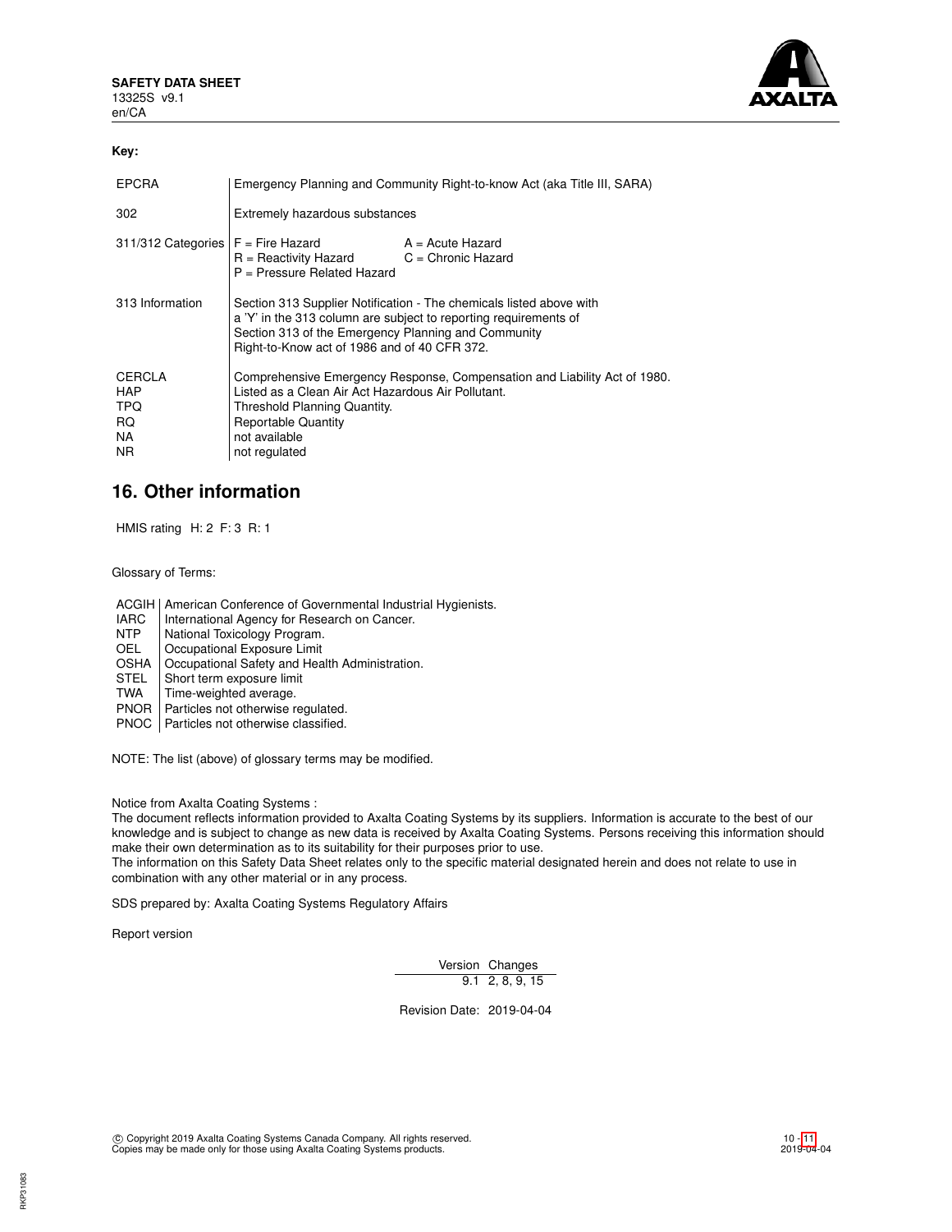**Key:**

| | |
|---|---|
| EPCRA | Emergency Planning and Community Right-to-know Act (aka Title III, SARA) |
| 302 | Extremely hazardous substances |
| 311/312 Categories | F = Fire Hazard A = Acute Hazard<br>R = Reactivity Hazard C = Chronic Hazard<br>P = Pressure Related Hazard |
| 313 Information | Section 313 Supplier Notification - The chemicals listed above with a 'Y' in the 313 column are subject to reporting requirements of Section 313 of the Emergency Planning and Community Right-to-Know act of 1986 and of 40 CFR 372. |
| CERCLA | Comprehensive Emergency Response, Compensation and Liability Act of 1980. |
| HAP | Listed as a Clean Air Act Hazardous Air Pollutant. |
| TPQ | Threshold Planning Quantity. |
| RQ | Reportable Quantity |
| NA | not available |
| NR | not regulated |

## 16. Other information

HMIS rating H: 2 F: 3 R: 1

Glossary of Terms:

| | |
|---|---|
| ACGIH | American Conference of Governmental Industrial Hygienists. |
| IARC | International Agency for Research on Cancer. |
| NTP | National Toxicology Program. |
| OEL | Occupational Exposure Limit |
| OSHA | Occupational Safety and Health Administration. |
| STEL | Short term exposure limit |
| TWA | Time-weighted average. |
| PNOR | Particles not otherwise regulated. |
| PNOC | Particles not otherwise classified. |

NOTE: The list (above) of glossary terms may be modified.

Notice from Axalta Coating Systems :
The document reflects information provided to Axalta Coating Systems by its suppliers. Information is accurate to the best of our knowledge and is subject to change as new data is received by Axalta Coating Systems. Persons receiving this information should make their own determination as to its suitability for their purposes prior to use.
The information on this Safety Data Sheet relates only to the specific material designated herein and does not relate to use in combination with any other material or in any process.

SDS prepared by: Axalta Coating Systems Regulatory Affairs

Report version

| Version | Changes |
|---|---|
| 9.1 | 2, 8, 9, 15 |

Revision Date: 2019-04-04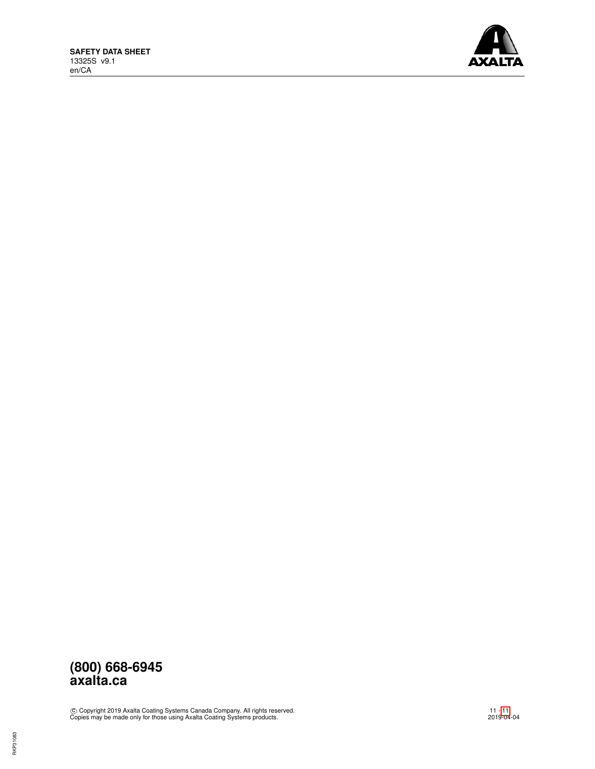**(800) 668-6945**
**axalta.ca**

© Copyright 2019 Axalta Coating Systems Canada Company. All rights reserved.
Copies may be made only for those using Axalta Coating Systems products.